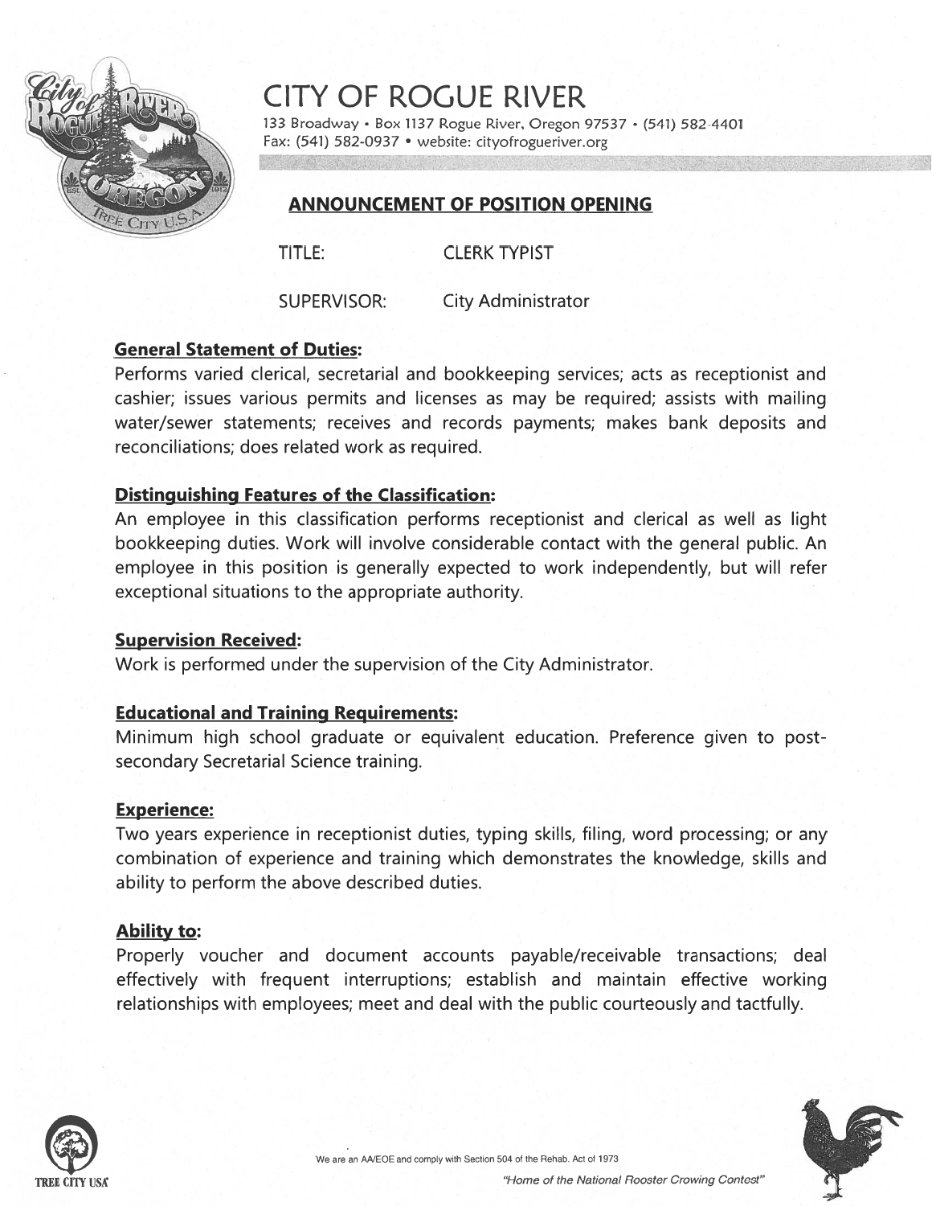# CITY OF ROGUE RIVER

133 Broadway • Box 1137 Rogue River, Oregon 97537 • (541) 582-4401
Fax: (541) 582-0937 • website: cityofrogueriver.org

## ANNOUNCEMENT OF POSITION OPENING

TITLE: CLERK TYPIST

SUPERVISOR: City Administrator

### General Statement of Duties:

Performs varied clerical, secretarial and bookkeeping services; acts as receptionist and cashier; issues various permits and licenses as may be required; assists with mailing water/sewer statements; receives and records payments; makes bank deposits and reconciliations; does related work as required.

### Distinguishing Features of the Classification:

An employee in this classification performs receptionist and clerical as well as light bookkeeping duties. Work will involve considerable contact with the general public. An employee in this position is generally expected to work independently, but will refer exceptional situations to the appropriate authority.

### Supervision Received:

Work is performed under the supervision of the City Administrator.

### Educational and Training Requirements:

Minimum high school graduate or equivalent education. Preference given to post-secondary Secretarial Science training.

### Experience:

Two years experience in receptionist duties, typing skills, filing, word processing; or any combination of experience and training which demonstrates the knowledge, skills and ability to perform the above described duties.

### Ability to:

Properly voucher and document accounts payable/receivable transactions; deal effectively with frequent interruptions; establish and maintain effective working relationships with employees; meet and deal with the public courteously and tactfully.

We are an AA/EOE and comply with Section 504 of the Rehab. Act of 1973

*"Home of the National Rooster Crowing Contest"*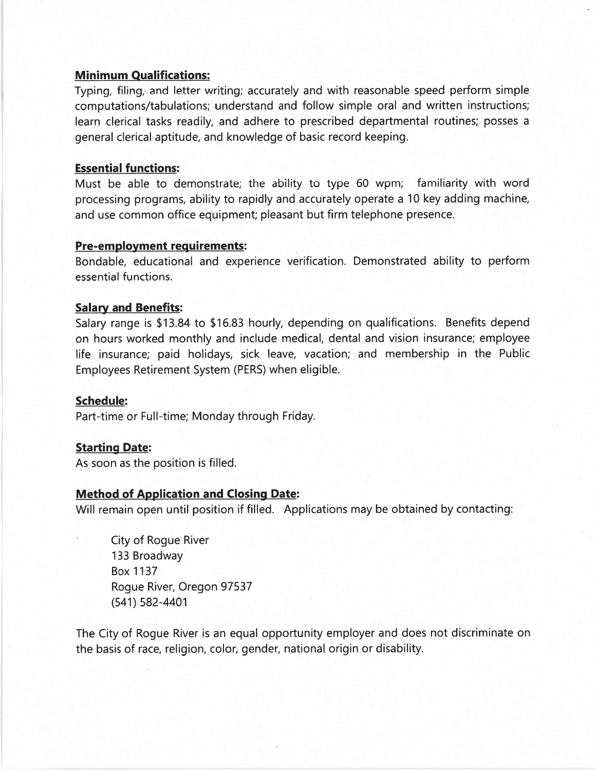**Minimum Qualifications:**

Typing, filing, and letter writing; accurately and with reasonable speed perform simple computations/tabulations; understand and follow simple oral and written instructions; learn clerical tasks readily, and adhere to prescribed departmental routines; posses a general clerical aptitude, and knowledge of basic record keeping.

**Essential functions:**

Must be able to demonstrate; the ability to type 60 wpm; familiarity with word processing programs, ability to rapidly and accurately operate a 10 key adding machine, and use common office equipment; pleasant but firm telephone presence.

**Pre-employment requirements:**

Bondable, educational and experience verification. Demonstrated ability to perform essential functions.

**Salary and Benefits:**

Salary range is $13.84 to $16.83 hourly, depending on qualifications. Benefits depend on hours worked monthly and include medical, dental and vision insurance; employee life insurance; paid holidays, sick leave, vacation; and membership in the Public Employees Retirement System (PERS) when eligible.

**Schedule:**

Part-time or Full-time; Monday through Friday.

**Starting Date:**

As soon as the position is filled.

**Method of Application and Closing Date:**

Will remain open until position if filled. Applications may be obtained by contacting:

City of Rogue River
133 Broadway
Box 1137
Rogue River, Oregon 97537
(541) 582-4401

The City of Rogue River is an equal opportunity employer and does not discriminate on the basis of race, religion, color, gender, national origin or disability.